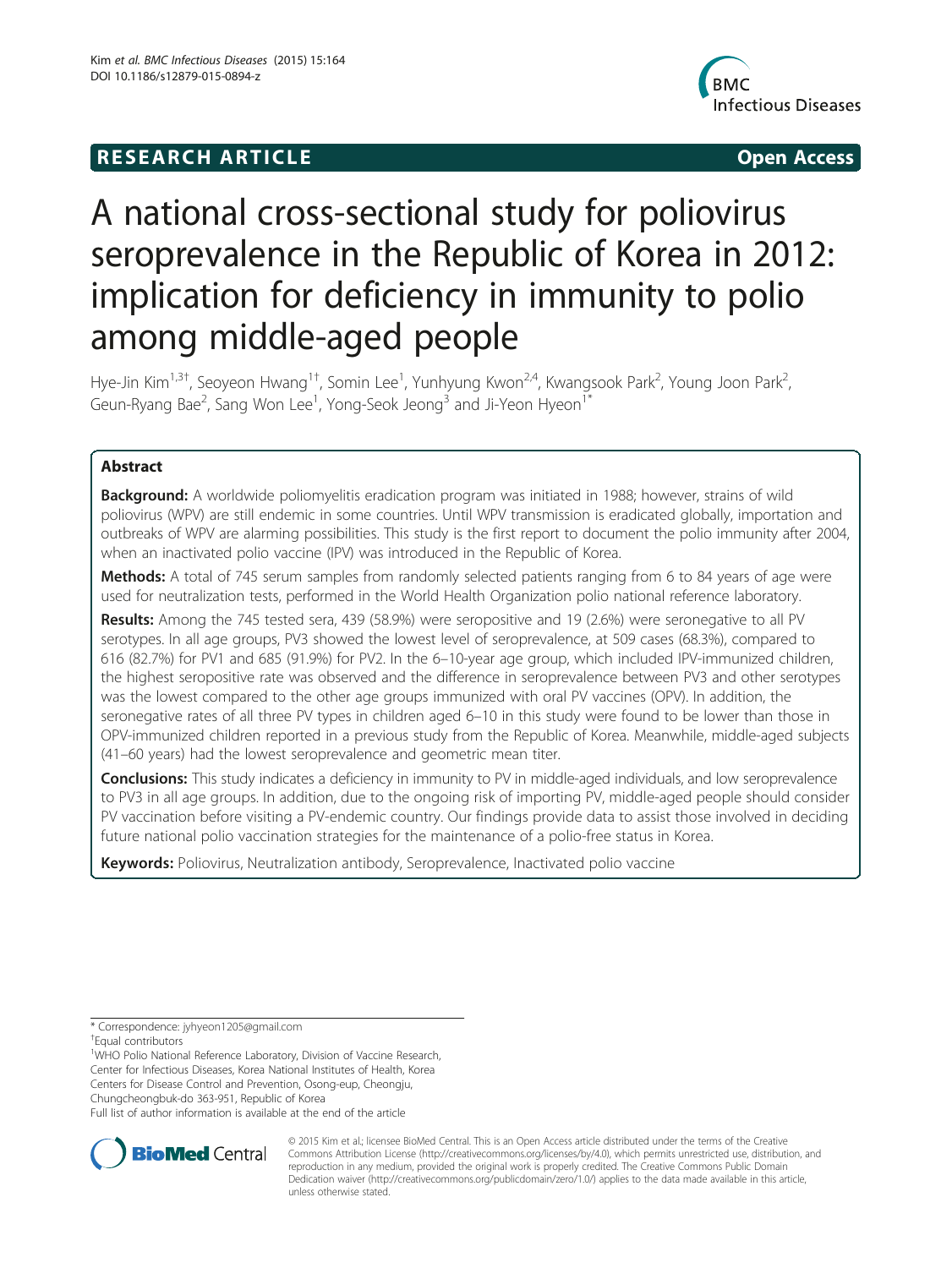**RESEARCH ARTICLE** **Open Access**

# A national cross-sectional study for poliovirus seroprevalence in the Republic of Korea in 2012: implication for deficiency in immunity to polio among middle-aged people

Hye-Jin Kim[1,3†], Seoyeon Hwang[1†], Somin Lee[1], Yunhyung Kwon[2,4], Kwangsook Park[2], Young Joon Park[2], Geun-Ryang Bae[2], Sang Won Lee[1], Yong-Seok Jeong[3] and Ji-Yeon Hyeon[1*]

## Abstract

**Background:** A worldwide poliomyelitis eradication program was initiated in 1988; however, strains of wild poliovirus (WPV) are still endemic in some countries. Until WPV transmission is eradicated globally, importation and outbreaks of WPV are alarming possibilities. This study is the first report to document the polio immunity after 2004, when an inactivated polio vaccine (IPV) was introduced in the Republic of Korea.

**Methods:** A total of 745 serum samples from randomly selected patients ranging from 6 to 84 years of age were used for neutralization tests, performed in the World Health Organization polio national reference laboratory.

**Results:** Among the 745 tested sera, 439 (58.9%) were seropositive and 19 (2.6%) were seronegative to all PV serotypes. In all age groups, PV3 showed the lowest level of seroprevalence, at 509 cases (68.3%), compared to 616 (82.7%) for PV1 and 685 (91.9%) for PV2. In the 6–10-year age group, which included IPV-immunized children, the highest seropositive rate was observed and the difference in seroprevalence between PV3 and other serotypes was the lowest compared to the other age groups immunized with oral PV vaccines (OPV). In addition, the seronegative rates of all three PV types in children aged 6–10 in this study were found to be lower than those in OPV-immunized children reported in a previous study from the Republic of Korea. Meanwhile, middle-aged subjects (41–60 years) had the lowest seroprevalence and geometric mean titer.

**Conclusions:** This study indicates a deficiency in immunity to PV in middle-aged individuals, and low seroprevalence to PV3 in all age groups. In addition, due to the ongoing risk of importing PV, middle-aged people should consider PV vaccination before visiting a PV-endemic country. Our findings provide data to assist those involved in deciding future national polio vaccination strategies for the maintenance of a polio-free status in Korea.

**Keywords:** Poliovirus, Neutralization antibody, Seroprevalence, Inactivated polio vaccine

---

\* Correspondence: jyhyeon1205@gmail.com

†Equal contributors

[1]WHO Polio National Reference Laboratory, Division of Vaccine Research, Center for Infectious Diseases, Korea National Institutes of Health, Korea Centers for Disease Control and Prevention, Osong-eup, Cheongju, Chungcheongbuk-do 363-951, Republic of Korea

Full list of author information is available at the end of the article

© 2015 Kim et al.; licensee BioMed Central. This is an Open Access article distributed under the terms of the Creative Commons Attribution License (http://creativecommons.org/licenses/by/4.0), which permits unrestricted use, distribution, and reproduction in any medium, provided the original work is properly credited. The Creative Commons Public Domain Dedication waiver (http://creativecommons.org/publicdomain/zero/1.0/) applies to the data made available in this article, unless otherwise stated.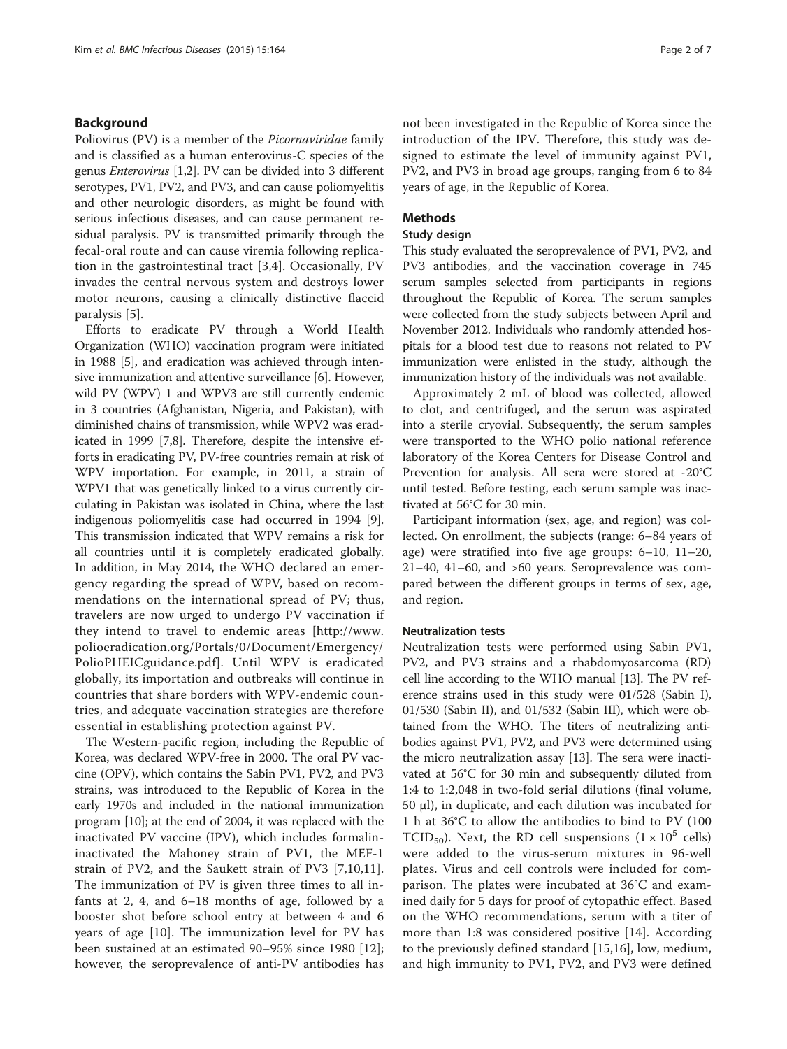## Background

Poliovirus (PV) is a member of the *Picornaviridae* family and is classified as a human enterovirus-C species of the genus *Enterovirus* [1,2]. PV can be divided into 3 different serotypes, PV1, PV2, and PV3, and can cause poliomyelitis and other neurologic disorders, as might be found with serious infectious diseases, and can cause permanent residual paralysis. PV is transmitted primarily through the fecal-oral route and can cause viremia following replication in the gastrointestinal tract [3,4]. Occasionally, PV invades the central nervous system and destroys lower motor neurons, causing a clinically distinctive flaccid paralysis [5].

Efforts to eradicate PV through a World Health Organization (WHO) vaccination program were initiated in 1988 [5], and eradication was achieved through intensive immunization and attentive surveillance [6]. However, wild PV (WPV) 1 and WPV3 are still currently endemic in 3 countries (Afghanistan, Nigeria, and Pakistan), with diminished chains of transmission, while WPV2 was eradicated in 1999 [7,8]. Therefore, despite the intensive efforts in eradicating PV, PV-free countries remain at risk of WPV importation. For example, in 2011, a strain of WPV1 that was genetically linked to a virus currently circulating in Pakistan was isolated in China, where the last indigenous poliomyelitis case had occurred in 1994 [9]. This transmission indicated that WPV remains a risk for all countries until it is completely eradicated globally. In addition, in May 2014, the WHO declared an emergency regarding the spread of WPV, based on recommendations on the international spread of PV; thus, travelers are now urged to undergo PV vaccination if they intend to travel to endemic areas [http://www.polioeradication.org/Portals/0/Document/Emergency/PolioPHEICguidance.pdf]. Until WPV is eradicated globally, its importation and outbreaks will continue in countries that share borders with WPV-endemic countries, and adequate vaccination strategies are therefore essential in establishing protection against PV.

The Western-pacific region, including the Republic of Korea, was declared WPV-free in 2000. The oral PV vaccine (OPV), which contains the Sabin PV1, PV2, and PV3 strains, was introduced to the Republic of Korea in the early 1970s and included in the national immunization program [10]; at the end of 2004, it was replaced with the inactivated PV vaccine (IPV), which includes formalin-inactivated the Mahoney strain of PV1, the MEF-1 strain of PV2, and the Saukett strain of PV3 [7,10,11]. The immunization of PV is given three times to all infants at 2, 4, and 6–18 months of age, followed by a booster shot before school entry at between 4 and 6 years of age [10]. The immunization level for PV has been sustained at an estimated 90–95% since 1980 [12]; however, the seroprevalence of anti-PV antibodies has not been investigated in the Republic of Korea since the introduction of the IPV. Therefore, this study was designed to estimate the level of immunity against PV1, PV2, and PV3 in broad age groups, ranging from 6 to 84 years of age, in the Republic of Korea.

## Methods

### Study design

This study evaluated the seroprevalence of PV1, PV2, and PV3 antibodies, and the vaccination coverage in 745 serum samples selected from participants in regions throughout the Republic of Korea. The serum samples were collected from the study subjects between April and November 2012. Individuals who randomly attended hospitals for a blood test due to reasons not related to PV immunization were enlisted in the study, although the immunization history of the individuals was not available.

Approximately 2 mL of blood was collected, allowed to clot, and centrifuged, and the serum was aspirated into a sterile cryovial. Subsequently, the serum samples were transported to the WHO polio national reference laboratory of the Korea Centers for Disease Control and Prevention for analysis. All sera were stored at -20°C until tested. Before testing, each serum sample was inactivated at 56°C for 30 min.

Participant information (sex, age, and region) was collected. On enrollment, the subjects (range: 6–84 years of age) were stratified into five age groups: 6–10, 11–20, 21–40, 41–60, and >60 years. Seroprevalence was compared between the different groups in terms of sex, age, and region.

#### Neutralization tests

Neutralization tests were performed using Sabin PV1, PV2, and PV3 strains and a rhabdomyosarcoma (RD) cell line according to the WHO manual [13]. The PV reference strains used in this study were 01/528 (Sabin I), 01/530 (Sabin II), and 01/532 (Sabin III), which were obtained from the WHO. The titers of neutralizing antibodies against PV1, PV2, and PV3 were determined using the micro neutralization assay [13]. The sera were inactivated at 56°C for 30 min and subsequently diluted from 1:4 to 1:2,048 in two-fold serial dilutions (final volume, 50 μl), in duplicate, and each dilution was incubated for 1 h at 36°C to allow the antibodies to bind to PV (100 $TCID_{50}$). Next, the RD cell suspensions ($1 \times 10^5$ cells) were added to the virus-serum mixtures in 96-well plates. Virus and cell controls were included for comparison. The plates were incubated at 36°C and examined daily for 5 days for proof of cytopathic effect. Based on the WHO recommendations, serum with a titer of more than 1:8 was considered positive [14]. According to the previously defined standard [15,16], low, medium, and high immunity to PV1, PV2, and PV3 were defined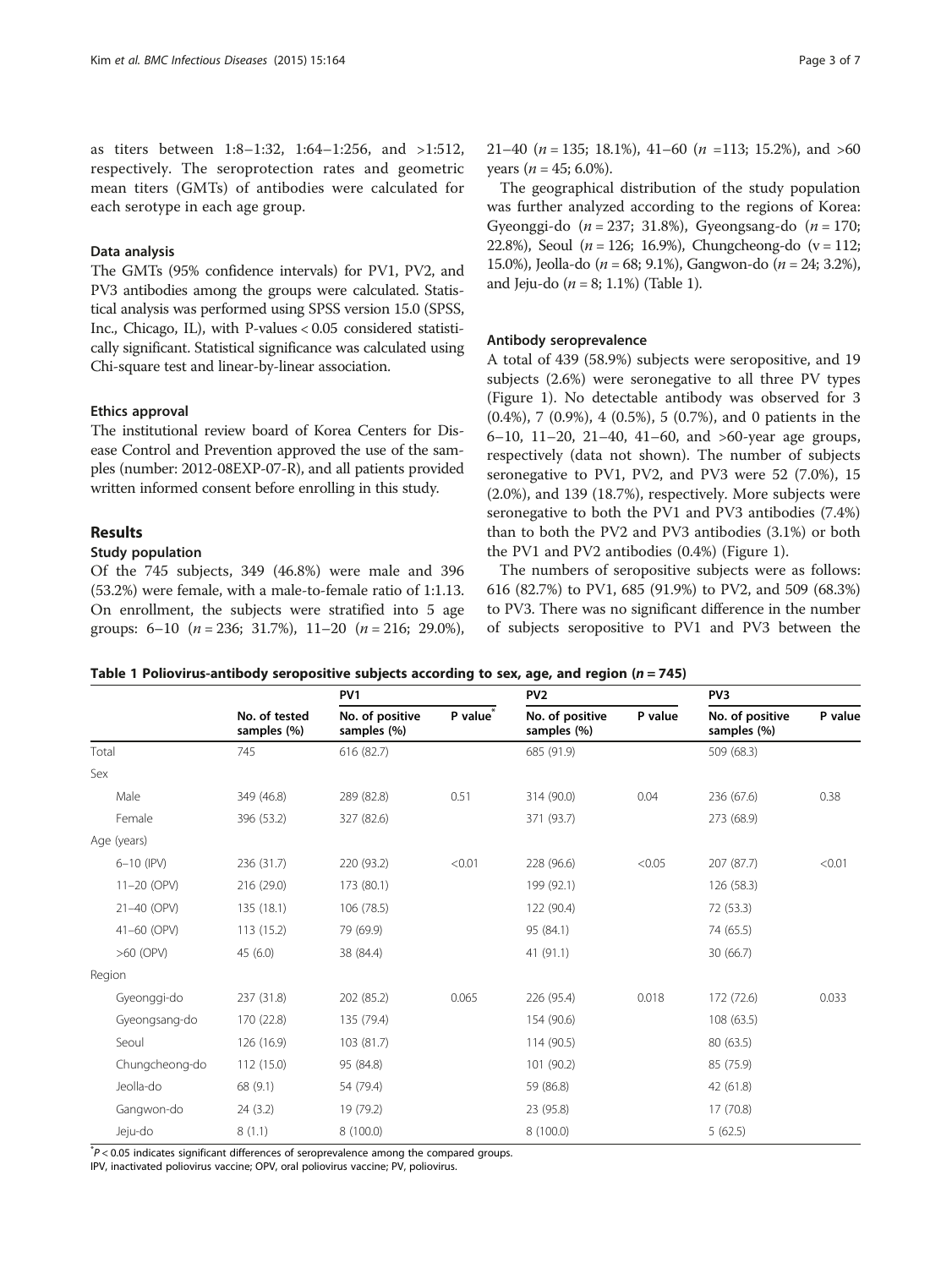as titers between 1:8–1:32, 1:64–1:256, and >1:512, respectively. The seroprotection rates and geometric mean titers (GMTs) of antibodies were calculated for each serotype in each age group.

#### Data analysis

The GMTs (95% confidence intervals) for PV1, PV2, and PV3 antibodies among the groups were calculated. Statistical analysis was performed using SPSS version 15.0 (SPSS, Inc., Chicago, IL), with P-values < 0.05 considered statistically significant. Statistical significance was calculated using Chi-square test and linear-by-linear association.

#### Ethics approval

The institutional review board of Korea Centers for Disease Control and Prevention approved the use of the samples (number: 2012-08EXP-07-R), and all patients provided written informed consent before enrolling in this study.

## Results

#### Study population

Of the 745 subjects, 349 (46.8%) were male and 396 (53.2%) were female, with a male-to-female ratio of 1:1.13. On enrollment, the subjects were stratified into 5 age groups: 6–10 (*n* = 236; 31.7%), 11–20 (*n* = 216; 29.0%), 21–40 (*n* = 135; 18.1%), 41–60 (*n* =113; 15.2%), and >60 years (*n* = 45; 6.0%).

The geographical distribution of the study population was further analyzed according to the regions of Korea: Gyeonggi-do (*n* = 237; 31.8%), Gyeongsang-do (*n* = 170; 22.8%), Seoul (*n* = 126; 16.9%), Chungcheong-do (v = 112; 15.0%), Jeolla-do (*n* = 68; 9.1%), Gangwon-do (*n* = 24; 3.2%), and Jeju-do (*n* = 8; 1.1%) (Table 1).

#### Antibody seroprevalence

A total of 439 (58.9%) subjects were seropositive, and 19 subjects (2.6%) were seronegative to all three PV types (Figure 1). No detectable antibody was observed for 3 (0.4%), 7 (0.9%), 4 (0.5%), 5 (0.7%), and 0 patients in the 6–10, 11–20, 21–40, 41–60, and >60-year age groups, respectively (data not shown). The number of subjects seronegative to PV1, PV2, and PV3 were 52 (7.0%), 15 (2.0%), and 139 (18.7%), respectively. More subjects were seronegative to both the PV1 and PV3 antibodies (7.4%) than to both the PV2 and PV3 antibodies (3.1%) or both the PV1 and PV2 antibodies (0.4%) (Figure 1).

The numbers of seropositive subjects were as follows: 616 (82.7%) to PV1, 685 (91.9%) to PV2, and 509 (68.3%) to PV3. There was no significant difference in the number of subjects seropositive to PV1 and PV3 between the

**Table 1 Poliovirus-antibody seropositive subjects according to sex, age, and region (*n* = 745)**

| | No. of tested samples (%) | PV1 | | PV2 | | PV3 | |
|---|---|---|---|---|---|---|---|
| | | No. of positive samples (%) | P value* | No. of positive samples (%) | P value | No. of positive samples (%) | P value |
| Total | 745 | 616 (82.7) | | 685 (91.9) | | 509 (68.3) | |
| Sex | | | | | | | |
| Male | 349 (46.8) | 289 (82.8) | 0.51 | 314 (90.0) | 0.04 | 236 (67.6) | 0.38 |
| Female | 396 (53.2) | 327 (82.6) | | 371 (93.7) | | 273 (68.9) | |
| Age (years) | | | | | | | |
| 6–10 (IPV) | 236 (31.7) | 220 (93.2) | <0.01 | 228 (96.6) | <0.05 | 207 (87.7) | <0.01 |
| 11–20 (OPV) | 216 (29.0) | 173 (80.1) | | 199 (92.1) | | 126 (58.3) | |
| 21–40 (OPV) | 135 (18.1) | 106 (78.5) | | 122 (90.4) | | 72 (53.3) | |
| 41–60 (OPV) | 113 (15.2) | 79 (69.9) | | 95 (84.1) | | 74 (65.5) | |
| >60 (OPV) | 45 (6.0) | 38 (84.4) | | 41 (91.1) | | 30 (66.7) | |
| Region | | | | | | | |
| Gyeonggi-do | 237 (31.8) | 202 (85.2) | 0.065 | 226 (95.4) | 0.018 | 172 (72.6) | 0.033 |
| Gyeongsang-do | 170 (22.8) | 135 (79.4) | | 154 (90.6) | | 108 (63.5) | |
| Seoul | 126 (16.9) | 103 (81.7) | | 114 (90.5) | | 80 (63.5) | |
| Chungcheong-do | 112 (15.0) | 95 (84.8) | | 101 (90.2) | | 85 (75.9) | |
| Jeolla-do | 68 (9.1) | 54 (79.4) | | 59 (86.8) | | 42 (61.8) | |
| Gangwon-do | 24 (3.2) | 19 (79.2) | | 23 (95.8) | | 17 (70.8) | |
| Jeju-do | 8 (1.1) | 8 (100.0) | | 8 (100.0) | | 5 (62.5) | |

*$P < 0.05$ indicates significant differences of seroprevalence among the compared groups.

IPV, inactivated poliovirus vaccine; OPV, oral poliovirus vaccine; PV, poliovirus.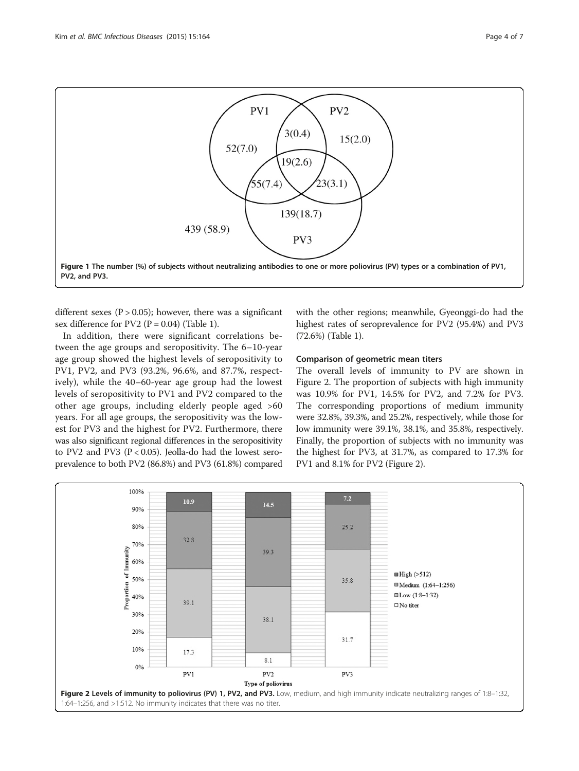**Figure 1 The number (%) of subjects without neutralizing antibodies to one or more poliovirus (PV) types or a combination of PV1, PV2, and PV3.**

different sexes (P > 0.05); however, there was a significant sex difference for PV2 (P = 0.04) (Table 1).

In addition, there were significant correlations between the age groups and seropositivity. The 6–10-year age group showed the highest levels of seropositivity to PV1, PV2, and PV3 (93.2%, 96.6%, and 87.7%, respectively), while the 40–60-year age group had the lowest levels of seropositivity to PV1 and PV2 compared to the other age groups, including elderly people aged >60 years. For all age groups, the seropositivity was the lowest for PV3 and the highest for PV2. Furthermore, there was also significant regional differences in the seropositivity to PV2 and PV3 (P < 0.05). Jeolla-do had the lowest seroprevalence to both PV2 (86.8%) and PV3 (61.8%) compared with the other regions; meanwhile, Gyeonggi-do had the highest rates of seroprevalence for PV2 (95.4%) and PV3 (72.6%) (Table 1).

### Comparison of geometric mean titers

The overall levels of immunity to PV are shown in Figure 2. The proportion of subjects with high immunity was 10.9% for PV1, 14.5% for PV2, and 7.2% for PV3. The corresponding proportions of medium immunity were 32.8%, 39.3%, and 25.2%, respectively, while those for low immunity were 39.1%, 38.1%, and 35.8%, respectively. Finally, the proportion of subjects with no immunity was the highest for PV3, at 31.7%, as compared to 17.3% for PV1 and 8.1% for PV2 (Figure 2).

**Figure 2 Levels of immunity to poliovirus (PV) 1, PV2, and PV3.** Low, medium, and high immunity indicate neutralizing ranges of 1:8–1:32, 1:64–1:256, and >1:512. No immunity indicates that there was no titer.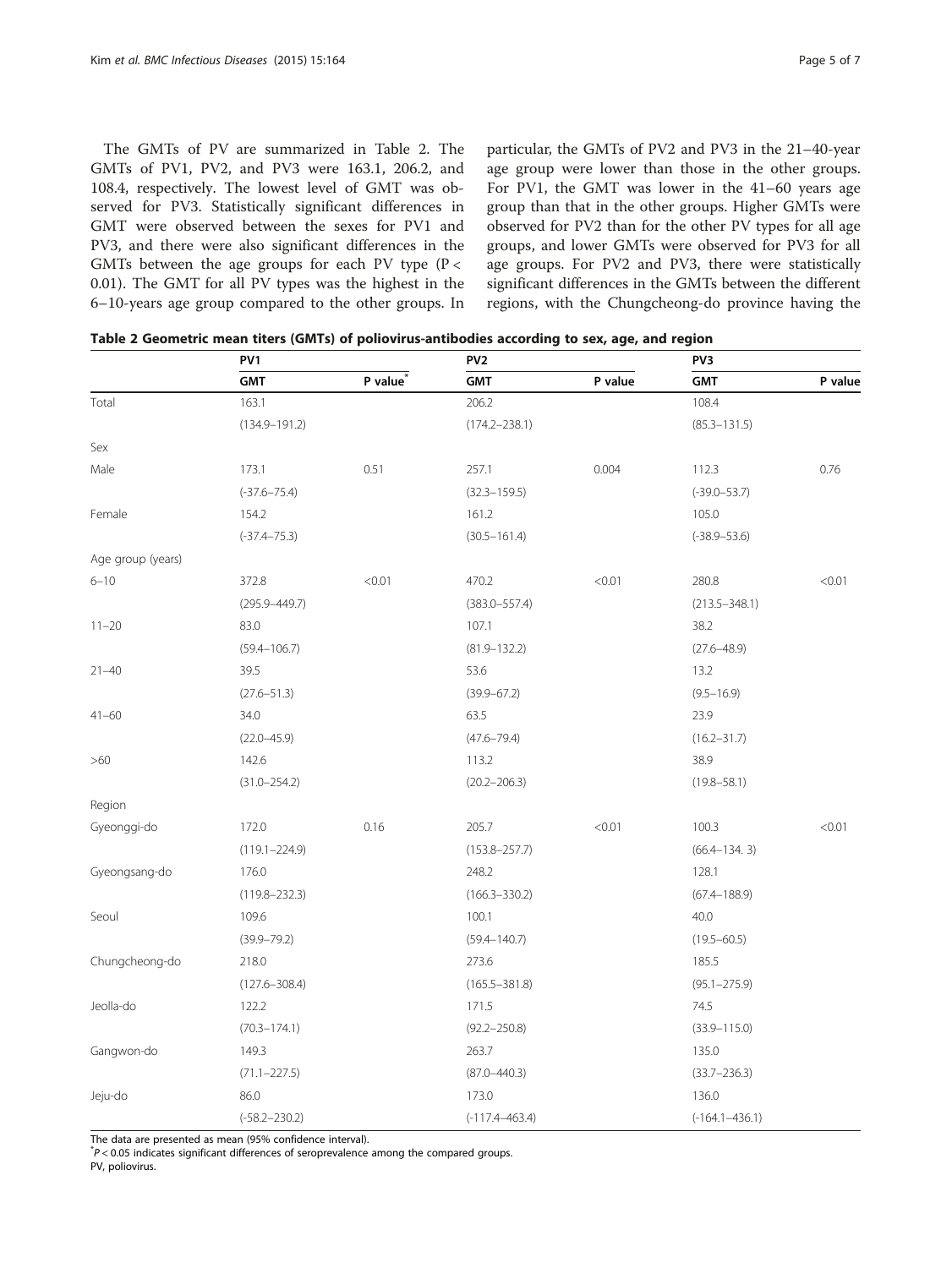The GMTs of PV are summarized in Table 2. The GMTs of PV1, PV2, and PV3 were 163.1, 206.2, and 108.4, respectively. The lowest level of GMT was observed for PV3. Statistically significant differences in GMT were observed between the sexes for PV1 and PV3, and there were also significant differences in the GMTs between the age groups for each PV type ($P < 0.01$). The GMT for all PV types was the highest in the 6–10-years age group compared to the other groups. In particular, the GMTs of PV2 and PV3 in the 21–40-year age group were lower than those in the other groups. For PV1, the GMT was lower in the 41–60 years age group than that in the other groups. Higher GMTs were observed for PV2 than for the other PV types for all age groups, and lower GMTs were observed for PV3 for all age groups. For PV2 and PV3, there were statistically significant differences in the GMTs between the different regions, with the Chungcheong-do province having the

**Table 2 Geometric mean titers (GMTs) of poliovirus-antibodies according to sex, age, and region**

| | PV1 | | PV2 | | PV3 | |
|---|---|---|---|---|---|---|
| | GMT | P value* | GMT | P value | GMT | P value |
| Total | 163.1 | | 206.2 | | 108.4 | |
| | (134.9–191.2) | | (174.2–238.1) | | (85.3–131.5) | |
| Sex | | | | | | |
| Male | 173.1 | 0.51 | 257.1 | 0.004 | 112.3 | 0.76 |
| | (-37.6–75.4) | | (32.3–159.5) | | (-39.0–53.7) | |
| Female | 154.2 | | 161.2 | | 105.0 | |
| | (-37.4–75.3) | | (30.5–161.4) | | (-38.9–53.6) | |
| Age group (years) | | | | | | |
| 6–10 | 372.8 | <0.01 | 470.2 | <0.01 | 280.8 | <0.01 |
| | (295.9–449.7) | | (383.0–557.4) | | (213.5–348.1) | |
| 11–20 | 83.0 | | 107.1 | | 38.2 | |
| | (59.4–106.7) | | (81.9–132.2) | | (27.6–48.9) | |
| 21–40 | 39.5 | | 53.6 | | 13.2 | |
| | (27.6–51.3) | | (39.9–67.2) | | (9.5–16.9) | |
| 41–60 | 34.0 | | 63.5 | | 23.9 | |
| | (22.0–45.9) | | (47.6–79.4) | | (16.2–31.7) | |
| >60 | 142.6 | | 113.2 | | 38.9 | |
| | (31.0–254.2) | | (20.2–206.3) | | (19.8–58.1) | |
| Region | | | | | | |
| Gyeonggi-do | 172.0 | 0.16 | 205.7 | <0.01 | 100.3 | <0.01 |
| | (119.1–224.9) | | (153.8–257.7) | | (66.4–134. 3) | |
| Gyeongsang-do | 176.0 | | 248.2 | | 128.1 | |
| | (119.8–232.3) | | (166.3–330.2) | | (67.4–188.9) | |
| Seoul | 109.6 | | 100.1 | | 40.0 | |
| | (39.9–79.2) | | (59.4–140.7) | | (19.5–60.5) | |
| Chungcheong-do | 218.0 | | 273.6 | | 185.5 | |
| | (127.6–308.4) | | (165.5–381.8) | | (95.1–275.9) | |
| Jeolla-do | 122.2 | | 171.5 | | 74.5 | |
| | (70.3–174.1) | | (92.2–250.8) | | (33.9–115.0) | |
| Gangwon-do | 149.3 | | 263.7 | | 135.0 | |
| | (71.1–227.5) | | (87.0–440.3) | | (33.7–236.3) | |
| Jeju-do | 86.0 | | 173.0 | | 136.0 | |
| | (-58.2–230.2) | | (-117.4–463.4) | | (-164.1–436.1) | |

The data are presented as mean (95% confidence interval).
*$P < 0.05$ indicates significant differences of seroprevalence among the compared groups.
PV, poliovirus.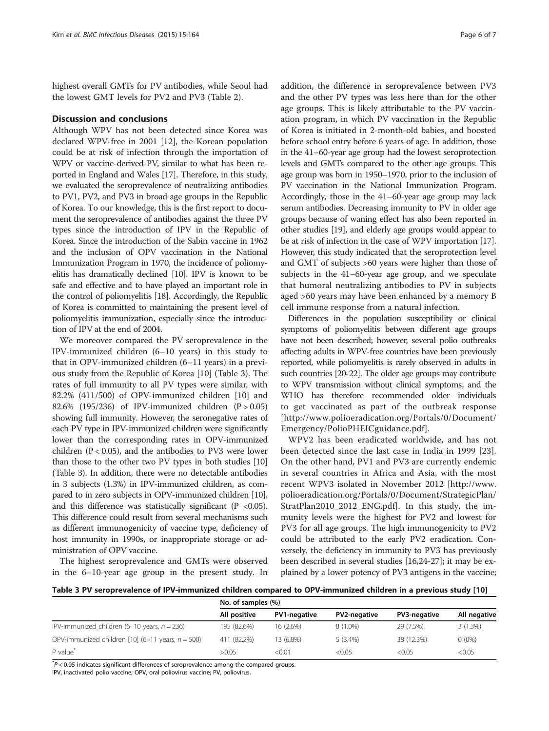highest overall GMTs for PV antibodies, while Seoul had the lowest GMT levels for PV2 and PV3 (Table 2).

## Discussion and conclusions

Although WPV has not been detected since Korea was declared WPV-free in 2001 [12], the Korean population could be at risk of infection through the importation of WPV or vaccine-derived PV, similar to what has been reported in England and Wales [17]. Therefore, in this study, we evaluated the seroprevalence of neutralizing antibodies to PV1, PV2, and PV3 in broad age groups in the Republic of Korea. To our knowledge, this is the first report to document the seroprevalence of antibodies against the three PV types since the introduction of IPV in the Republic of Korea. Since the introduction of the Sabin vaccine in 1962 and the inclusion of OPV vaccination in the National Immunization Program in 1970, the incidence of poliomyelitis has dramatically declined [10]. IPV is known to be safe and effective and to have played an important role in the control of poliomyelitis [18]. Accordingly, the Republic of Korea is committed to maintaining the present level of poliomyelitis immunization, especially since the introduction of IPV at the end of 2004.

We moreover compared the PV seroprevalence in the IPV-immunized children (6–10 years) in this study to that in OPV-immunized children (6–11 years) in a previous study from the Republic of Korea [10] (Table 3). The rates of full immunity to all PV types were similar, with 82.2% (411/500) of OPV-immunized children [10] and 82.6% (195/236) of IPV-immunized children ($P > 0.05$) showing full immunity. However, the seronegative rates of each PV type in IPV-immunized children were significantly lower than the corresponding rates in OPV-immunized children ($P < 0.05$), and the antibodies to PV3 were lower than those to the other two PV types in both studies [10] (Table 3). In addition, there were no detectable antibodies in 3 subjects (1.3%) in IPV-immunized children, as compared to in zero subjects in OPV-immunized children [10], and this difference was statistically significant ($P < 0.05$). This difference could result from several mechanisms such as different immunogenicity of vaccine type, deficiency of host immunity in 1990s, or inappropriate storage or administration of OPV vaccine.

The highest seroprevalence and GMTs were observed in the 6–10-year age group in the present study. In addition, the difference in seroprevalence between PV3 and the other PV types was less here than for the other age groups. This is likely attributable to the PV vaccination program, in which PV vaccination in the Republic of Korea is initiated in 2-month-old babies, and boosted before school entry before 6 years of age. In addition, those in the 41–60-year age group had the lowest seroprotection levels and GMTs compared to the other age groups. This age group was born in 1950–1970, prior to the inclusion of PV vaccination in the National Immunization Program. Accordingly, those in the 41–60-year age group may lack serum antibodies. Decreasing immunity to PV in older age groups because of waning effect has also been reported in other studies [19], and elderly age groups would appear to be at risk of infection in the case of WPV importation [17]. However, this study indicated that the seroprotection level and GMT of subjects >60 years were higher than those of subjects in the 41–60-year age group, and we speculate that humoral neutralizing antibodies to PV in subjects aged >60 years may have been enhanced by a memory B cell immune response from a natural infection.

Differences in the population susceptibility or clinical symptoms of poliomyelitis between different age groups have not been described; however, several polio outbreaks affecting adults in WPV-free countries have been previously reported, while poliomyelitis is rarely observed in adults in such countries [20-22]. The older age groups may contribute to WPV transmission without clinical symptoms, and the WHO has therefore recommended older individuals to get vaccinated as part of the outbreak response [http://www.polioeradication.org/Portals/0/Document/Emergency/PolioPHEICguidance.pdf].

WPV2 has been eradicated worldwide, and has not been detected since the last case in India in 1999 [23]. On the other hand, PV1 and PV3 are currently endemic in several countries in Africa and Asia, with the most recent WPV3 isolated in November 2012 [http://www.polioeradication.org/Portals/0/Document/StrategicPlan/StratPlan2010_2012_ENG.pdf]. In this study, the immunity levels were the highest for PV2 and lowest for PV3 for all age groups. The high immunogenicity to PV2 could be attributed to the early PV2 eradication. Conversely, the deficiency in immunity to PV3 has previously been described in several studies [16,24-27]; it may be explained by a lower potency of PV3 antigens in the vaccine;

**Table 3 PV seroprevalence of IPV-immunized children compared to OPV-immunized children in a previous study [10]**

| | No. of samples (%) | | | | |
|---|---|---|---|---|---|
| | All positive | PV1-negative | PV2-negative | PV3-negative | All negative |
| IPV-immunized children (6–10 years, $n = 236$) | 195 (82.6%) | 16 (2.6%) | 8 (1.0%) | 29 (7.5%) | 3 (1.3%) |
| OPV-immunized children [10] (6–11 years, $n = 500$) | 411 (82.2%) | 13 (6.8%) | 5 (3.4%) | 38 (12.3%) | 0 (0%) |
| P value* | >0.05 | <0.01 | <0.05 | <0.05 | <0.05 |

*$P < 0.05$ indicates significant differences of seroprevalence among the compared groups.
IPV, inactivated polio vaccine; OPV, oral poliovirus vaccine; PV, poliovirus.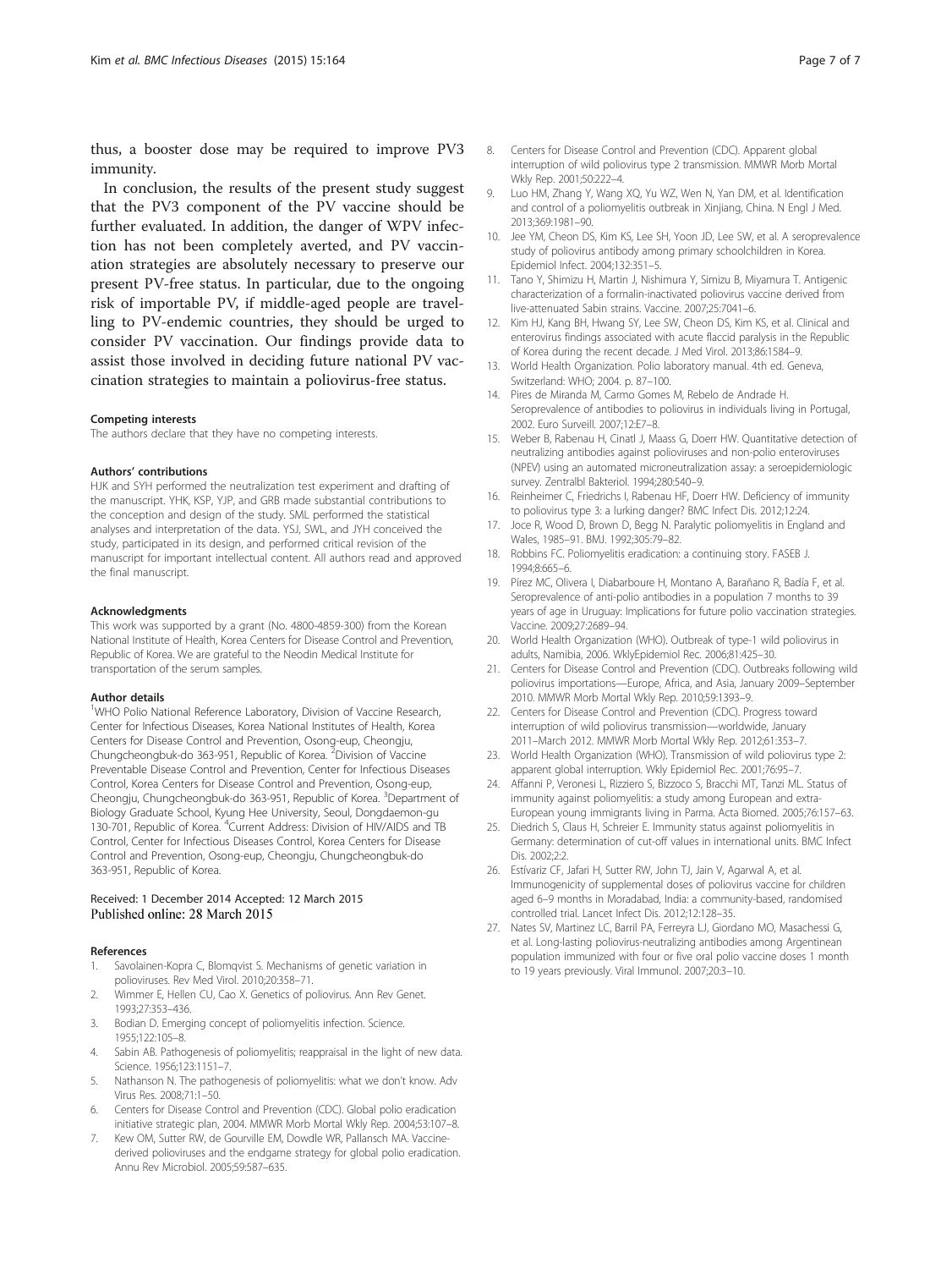thus, a booster dose may be required to improve PV3 immunity.

In conclusion, the results of the present study suggest that the PV3 component of the PV vaccine should be further evaluated. In addition, the danger of WPV infection has not been completely averted, and PV vaccination strategies are absolutely necessary to preserve our present PV-free status. In particular, due to the ongoing risk of importable PV, if middle-aged people are travelling to PV-endemic countries, they should be urged to consider PV vaccination. Our findings provide data to assist those involved in deciding future national PV vaccination strategies to maintain a poliovirus-free status.

#### Competing interests
The authors declare that they have no competing interests.

#### Authors' contributions
HJK and SYH performed the neutralization test experiment and drafting of the manuscript. YHK, KSP, YJP, and GRB made substantial contributions to the conception and design of the study. SML performed the statistical analyses and interpretation of the data. YSJ, SWL, and JYH conceived the study, participated in its design, and performed critical revision of the manuscript for important intellectual content. All authors read and approved the final manuscript.

#### Acknowledgments
This work was supported by a grant (No. 4800-4859-300) from the Korean National Institute of Health, Korea Centers for Disease Control and Prevention, Republic of Korea. We are grateful to the Neodin Medical Institute for transportation of the serum samples.

#### Author details
[1]WHO Polio National Reference Laboratory, Division of Vaccine Research, Center for Infectious Diseases, Korea National Institutes of Health, Korea Centers for Disease Control and Prevention, Osong-eup, Cheongju, Chungcheongbuk-do 363-951, Republic of Korea. [2]Division of Vaccine Preventable Disease Control and Prevention, Center for Infectious Diseases Control, Korea Centers for Disease Control and Prevention, Osong-eup, Cheongju, Chungcheongbuk-do 363-951, Republic of Korea. [3]Department of Biology Graduate School, Kyung Hee University, Seoul, Dongdaemon-gu 130-701, Republic of Korea. [4]Current Address: Division of HIV/AIDS and TB Control, Center for Infectious Diseases Control, Korea Centers for Disease Control and Prevention, Osong-eup, Cheongju, Chungcheongbuk-do 363-951, Republic of Korea.

Received: 1 December 2014 Accepted: 12 March 2015
Published online: 28 March 2015

#### References

1. Savolainen-Kopra C, Blomqvist S. Mechanisms of genetic variation in polioviruses. Rev Med Virol. 2010;20:358–71.
2. Wimmer E, Hellen CU, Cao X. Genetics of poliovirus. Ann Rev Genet. 1993;27:353–436.
3. Bodian D. Emerging concept of poliomyelitis infection. Science. 1955;122:105–8.
4. Sabin AB. Pathogenesis of poliomyelitis; reappraisal in the light of new data. Science. 1956;123:1151–7.
5. Nathanson N. The pathogenesis of poliomyelitis: what we don't know. Adv Virus Res. 2008;71:1–50.
6. Centers for Disease Control and Prevention (CDC). Global polio eradication initiative strategic plan, 2004. MMWR Morb Mortal Wkly Rep. 2004;53:107–8.
7. Kew OM, Sutter RW, de Gourville EM, Dowdle WR, Pallansch MA. Vaccine-derived polioviruses and the endgame strategy for global polio eradication. Annu Rev Microbiol. 2005;59:587–635.
8. Centers for Disease Control and Prevention (CDC). Apparent global interruption of wild poliovirus type 2 transmission. MMWR Morb Mortal Wkly Rep. 2001;50:222–4.
9. Luo HM, Zhang Y, Wang XQ, Yu WZ, Wen N, Yan DM, et al. Identification and control of a poliomyelitis outbreak in Xinjiang, China. N Engl J Med. 2013;369:1981–90.
10. Jee YM, Cheon DS, Kim KS, Lee SH, Yoon JD, Lee SW, et al. A seroprevalence study of poliovirus antibody among primary schoolchildren in Korea. Epidemiol Infect. 2004;132:351–5.
11. Tano Y, Shimizu H, Martin J, Nishimura Y, Simizu B, Miyamura T. Antigenic characterization of a formalin-inactivated poliovirus vaccine derived from live-attenuated Sabin strains. Vaccine. 2007;25:7041–6.
12. Kim HJ, Kang BH, Hwang SY, Lee SW, Cheon DS, Kim KS, et al. Clinical and enterovirus findings associated with acute flaccid paralysis in the Republic of Korea during the recent decade. J Med Virol. 2013;86:1584–9.
13. World Health Organization. Polio laboratory manual. 4th ed. Geneva, Switzerland: WHO; 2004. p. 87–100.
14. Pires de Miranda M, Carmo Gomes M, Rebelo de Andrade H. Seroprevalence of antibodies to poliovirus in individuals living in Portugal, 2002. Euro Surveill. 2007;12:E7–8.
15. Weber B, Rabenau H, Cinatl J, Maass G, Doerr HW. Quantitative detection of neutralizing antibodies against polioviruses and non-polio enteroviruses (NPEV) using an automated microneutralization assay: a seroepidemiologic survey. Zentralbl Bakteriol. 1994;280:540–9.
16. Reinheimer C, Friedrichs I, Rabenau HF, Doerr HW. Deficiency of immunity to poliovirus type 3: a lurking danger? BMC Infect Dis. 2012;12:24.
17. Joce R, Wood D, Brown D, Begg N. Paralytic poliomyelitis in England and Wales, 1985–91. BMJ. 1992;305:79–82.
18. Robbins FC. Poliomyelitis eradication: a continuing story. FASEB J. 1994;8:665–6.
19. Pírez MC, Olivera I, Diabarboure H, Montano A, Barañano R, Badía F, et al. Seroprevalence of anti-polio antibodies in a population 7 months to 39 years of age in Uruguay: Implications for future polio vaccination strategies. Vaccine. 2009;27:2689–94.
20. World Health Organization (WHO). Outbreak of type-1 wild poliovirus in adults, Namibia, 2006. WklyEpidemiol Rec. 2006;81:425–30.
21. Centers for Disease Control and Prevention (CDC). Outbreaks following wild poliovirus importations—Europe, Africa, and Asia, January 2009–September 2010. MMWR Morb Mortal Wkly Rep. 2010;59:1393–9.
22. Centers for Disease Control and Prevention (CDC). Progress toward interruption of wild poliovirus transmission—worldwide, January 2011–March 2012. MMWR Morb Mortal Wkly Rep. 2012;61:353–7.
23. World Health Organization (WHO). Transmission of wild poliovirus type 2: apparent global interruption. Wkly Epidemiol Rec. 2001;76:95–7.
24. Affanni P, Veronesi L, Rizziero S, Bizzoco S, Bracchi MT, Tanzi ML. Status of immunity against poliomyelitis: a study among European and extra-European young immigrants living in Parma. Acta Biomed. 2005;76:157–63.
25. Diedrich S, Claus H, Schreier E. Immunity status against poliomyelitis in Germany: determination of cut-off values in international units. BMC Infect Dis. 2002;2:2.
26. Estívariz CF, Jafari H, Sutter RW, John TJ, Jain V, Agarwal A, et al. Immunogenicity of supplemental doses of poliovirus vaccine for children aged 6–9 months in Moradabad, India: a community-based, randomised controlled trial. Lancet Infect Dis. 2012;12:128–35.
27. Nates SV, Martinez LC, Barril PA, Ferreyra LJ, Giordano MO, Masachessi G, et al. Long-lasting poliovirus-neutralizing antibodies among Argentinean population immunized with four or five oral polio vaccine doses 1 month to 19 years previously. Viral Immunol. 2007;20:3–10.